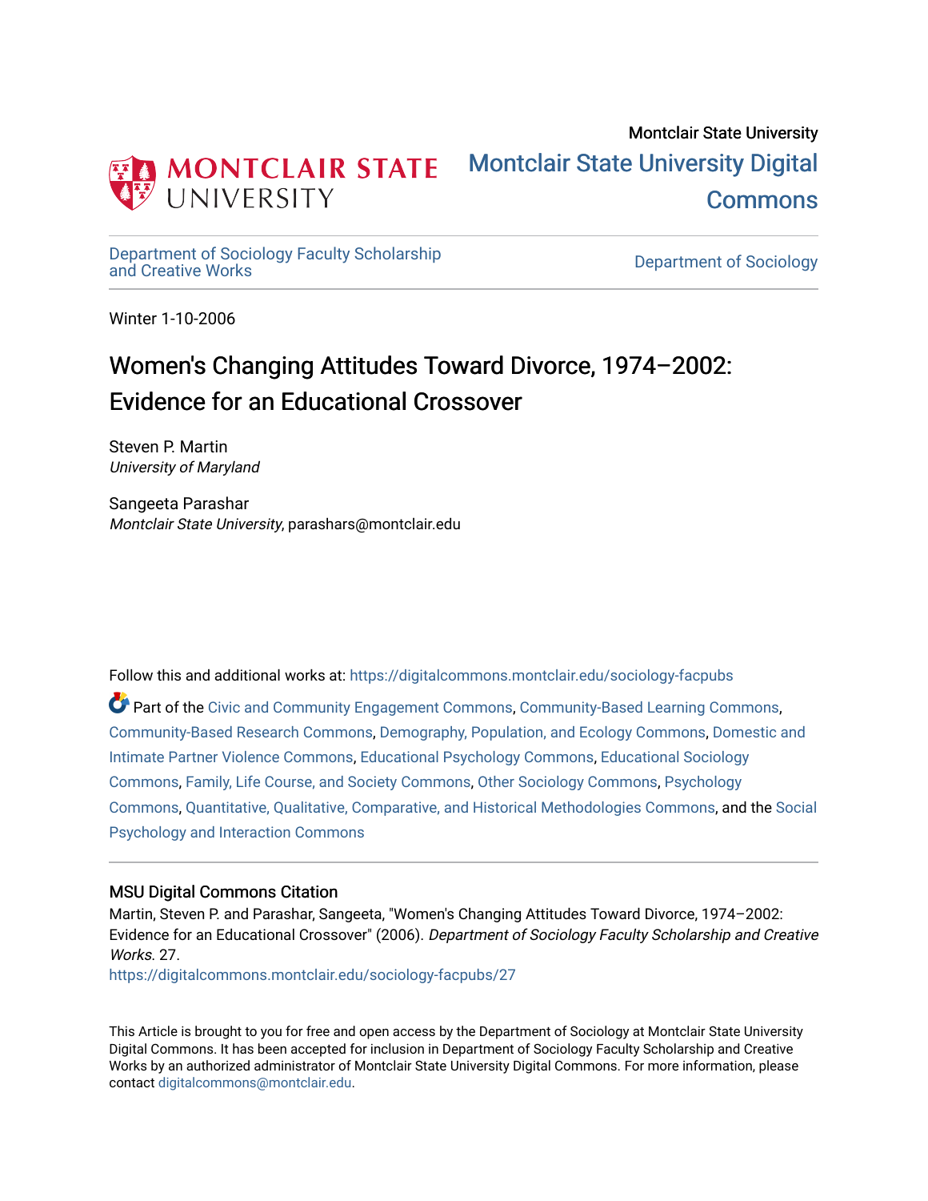Montclair State University

Montclair State University Digital Commons

Department of Sociology Faculty Scholarship and Creative Works

Department of Sociology

Winter 1-10-2006

# Women's Changing Attitudes Toward Divorce, 1974–2002: Evidence for an Educational Crossover

Steven P. Martin
*University of Maryland*

Sangeeta Parashar
*Montclair State University*, parashars@montclair.edu

Follow this and additional works at: https://digitalcommons.montclair.edu/sociology-facpubs

Part of the Civic and Community Engagement Commons, Community-Based Learning Commons, Community-Based Research Commons, Demography, Population, and Ecology Commons, Domestic and Intimate Partner Violence Commons, Educational Psychology Commons, Educational Sociology Commons, Family, Life Course, and Society Commons, Other Sociology Commons, Psychology Commons, Quantitative, Qualitative, Comparative, and Historical Methodologies Commons, and the Social Psychology and Interaction Commons

## MSU Digital Commons Citation

Martin, Steven P. and Parashar, Sangeeta, "Women's Changing Attitudes Toward Divorce, 1974–2002: Evidence for an Educational Crossover" (2006). *Department of Sociology Faculty Scholarship and Creative Works*. 27.
https://digitalcommons.montclair.edu/sociology-facpubs/27

This Article is brought to you for free and open access by the Department of Sociology at Montclair State University Digital Commons. It has been accepted for inclusion in Department of Sociology Faculty Scholarship and Creative Works by an authorized administrator of Montclair State University Digital Commons. For more information, please contact digitalcommons@montclair.edu.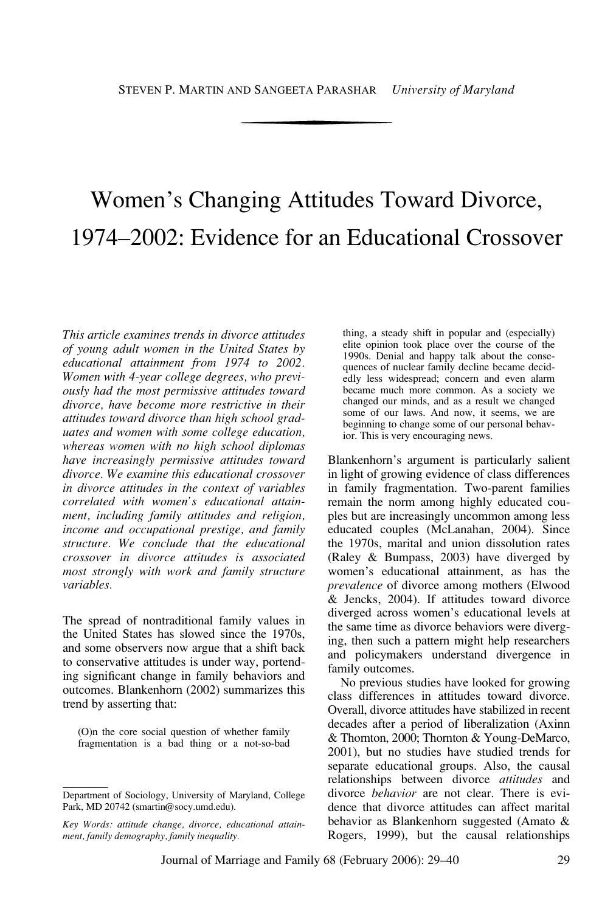STEVEN P. MARTIN AND SANGEETA PARASHAR *University of Maryland*

# Women's Changing Attitudes Toward Divorce, 1974–2002: Evidence for an Educational Crossover

*This article examines trends in divorce attitudes of young adult women in the United States by educational attainment from 1974 to 2002. Women with 4-year college degrees, who previously had the most permissive attitudes toward divorce, have become more restrictive in their attitudes toward divorce than high school graduates and women with some college education, whereas women with no high school diplomas have increasingly permissive attitudes toward divorce. We examine this educational crossover in divorce attitudes in the context of variables correlated with women's educational attainment, including family attitudes and religion, income and occupational prestige, and family structure. We conclude that the educational crossover in divorce attitudes is associated most strongly with work and family structure variables.*

The spread of nontraditional family values in the United States has slowed since the 1970s, and some observers now argue that a shift back to conservative attitudes is under way, portending significant change in family behaviors and outcomes. Blankenhorn (2002) summarizes this trend by asserting that:

> (O)n the core social question of whether family fragmentation is a bad thing or a not-so-bad thing, a steady shift in popular and (especially) elite opinion took place over the course of the 1990s. Denial and happy talk about the consequences of nuclear family decline became decidedly less widespread; concern and even alarm became much more common. As a society we changed our minds, and as a result we changed some of our laws. And now, it seems, we are beginning to change some of our personal behavior. This is very encouraging news.

Blankenhorn's argument is particularly salient in light of growing evidence of class differences in family fragmentation. Two-parent families remain the norm among highly educated couples but are increasingly uncommon among less educated couples (McLanahan, 2004). Since the 1970s, marital and union dissolution rates (Raley & Bumpass, 2003) have diverged by women's educational attainment, as has the *prevalence* of divorce among mothers (Elwood & Jencks, 2004). If attitudes toward divorce diverged across women's educational levels at the same time as divorce behaviors were diverging, then such a pattern might help researchers and policymakers understand divergence in family outcomes.

No previous studies have looked for growing class differences in attitudes toward divorce. Overall, divorce attitudes have stabilized in recent decades after a period of liberalization (Axinn & Thornton, 2000; Thornton & Young-DeMarco, 2001), but no studies have studied trends for separate educational groups. Also, the causal relationships between divorce *attitudes* and divorce *behavior* are not clear. There is evidence that divorce attitudes can affect marital behavior as Blankenhorn suggested (Amato & Rogers, 1999), but the causal relationships

---

Department of Sociology, University of Maryland, College Park, MD 20742 (smartin@socy.umd.edu).

*Key Words: attitude change, divorce, educational attainment, family demography, family inequality.*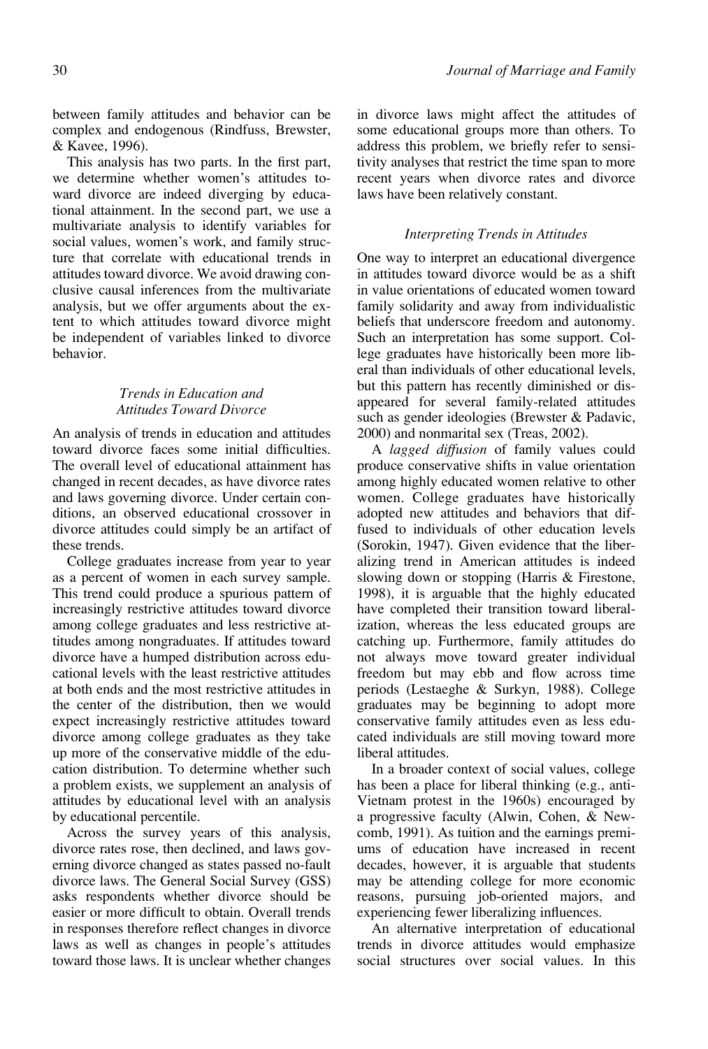between family attitudes and behavior can be complex and endogenous (Rindfuss, Brewster, & Kavee, 1996).

This analysis has two parts. In the first part, we determine whether women's attitudes toward divorce are indeed diverging by educational attainment. In the second part, we use a multivariate analysis to identify variables for social values, women's work, and family structure that correlate with educational trends in attitudes toward divorce. We avoid drawing conclusive causal inferences from the multivariate analysis, but we offer arguments about the extent to which attitudes toward divorce might be independent of variables linked to divorce behavior.

### *Trends in Education and Attitudes Toward Divorce*

An analysis of trends in education and attitudes toward divorce faces some initial difficulties. The overall level of educational attainment has changed in recent decades, as have divorce rates and laws governing divorce. Under certain conditions, an observed educational crossover in divorce attitudes could simply be an artifact of these trends.

College graduates increase from year to year as a percent of women in each survey sample. This trend could produce a spurious pattern of increasingly restrictive attitudes toward divorce among college graduates and less restrictive attitudes among nongraduates. If attitudes toward divorce have a humped distribution across educational levels with the least restrictive attitudes at both ends and the most restrictive attitudes in the center of the distribution, then we would expect increasingly restrictive attitudes toward divorce among college graduates as they take up more of the conservative middle of the education distribution. To determine whether such a problem exists, we supplement an analysis of attitudes by educational level with an analysis by educational percentile.

Across the survey years of this analysis, divorce rates rose, then declined, and laws governing divorce changed as states passed no-fault divorce laws. The General Social Survey (GSS) asks respondents whether divorce should be easier or more difficult to obtain. Overall trends in responses therefore reflect changes in divorce laws as well as changes in people's attitudes toward those laws. It is unclear whether changes in divorce laws might affect the attitudes of some educational groups more than others. To address this problem, we briefly refer to sensitivity analyses that restrict the time span to more recent years when divorce rates and divorce laws have been relatively constant.

### *Interpreting Trends in Attitudes*

One way to interpret an educational divergence in attitudes toward divorce would be as a shift in value orientations of educated women toward family solidarity and away from individualistic beliefs that underscore freedom and autonomy. Such an interpretation has some support. College graduates have historically been more liberal than individuals of other educational levels, but this pattern has recently diminished or disappeared for several family-related attitudes such as gender ideologies (Brewster & Padavic, 2000) and nonmarital sex (Treas, 2002).

A *lagged diffusion* of family values could produce conservative shifts in value orientation among highly educated women relative to other women. College graduates have historically adopted new attitudes and behaviors that diffused to individuals of other education levels (Sorokin, 1947). Given evidence that the liberalizing trend in American attitudes is indeed slowing down or stopping (Harris & Firestone, 1998), it is arguable that the highly educated have completed their transition toward liberalization, whereas the less educated groups are catching up. Furthermore, family attitudes do not always move toward greater individual freedom but may ebb and flow across time periods (Lestaeghe & Surkyn, 1988). College graduates may be beginning to adopt more conservative family attitudes even as less educated individuals are still moving toward more liberal attitudes.

In a broader context of social values, college has been a place for liberal thinking (e.g., anti-Vietnam protest in the 1960s) encouraged by a progressive faculty (Alwin, Cohen, & Newcomb, 1991). As tuition and the earnings premiums of education have increased in recent decades, however, it is arguable that students may be attending college for more economic reasons, pursuing job-oriented majors, and experiencing fewer liberalizing influences.

An alternative interpretation of educational trends in divorce attitudes would emphasize social structures over social values. In this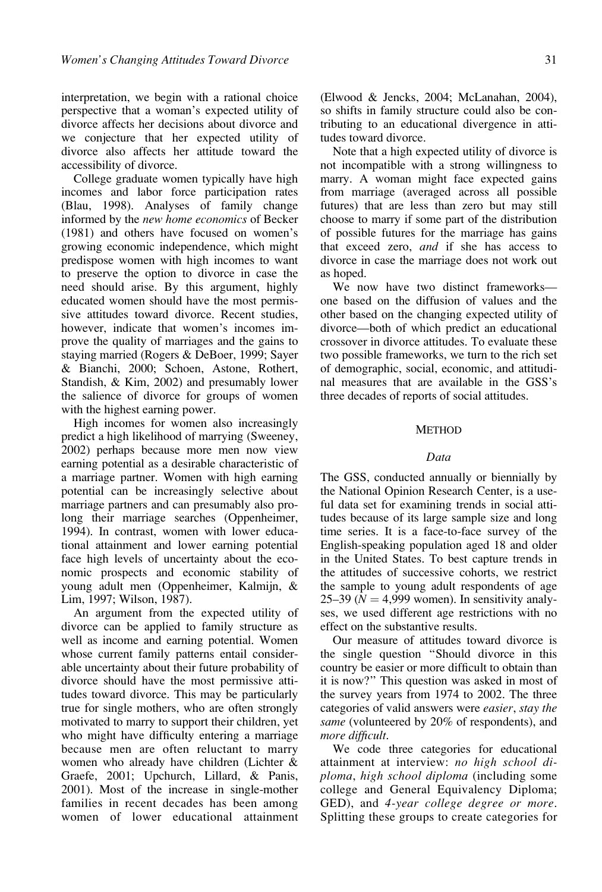interpretation, we begin with a rational choice perspective that a woman's expected utility of divorce affects her decisions about divorce and we conjecture that her expected utility of divorce also affects her attitude toward the accessibility of divorce.

College graduate women typically have high incomes and labor force participation rates (Blau, 1998). Analyses of family change informed by the *new home economics* of Becker (1981) and others have focused on women's growing economic independence, which might predispose women with high incomes to want to preserve the option to divorce in case the need should arise. By this argument, highly educated women should have the most permissive attitudes toward divorce. Recent studies, however, indicate that women's incomes improve the quality of marriages and the gains to staying married (Rogers & DeBoer, 1999; Sayer & Bianchi, 2000; Schoen, Astone, Rothert, Standish, & Kim, 2002) and presumably lower the salience of divorce for groups of women with the highest earning power.

High incomes for women also increasingly predict a high likelihood of marrying (Sweeney, 2002) perhaps because more men now view earning potential as a desirable characteristic of a marriage partner. Women with high earning potential can be increasingly selective about marriage partners and can presumably also prolong their marriage searches (Oppenheimer, 1994). In contrast, women with lower educational attainment and lower earning potential face high levels of uncertainty about the economic prospects and economic stability of young adult men (Oppenheimer, Kalmijn, & Lim, 1997; Wilson, 1987).

An argument from the expected utility of divorce can be applied to family structure as well as income and earning potential. Women whose current family patterns entail considerable uncertainty about their future probability of divorce should have the most permissive attitudes toward divorce. This may be particularly true for single mothers, who are often strongly motivated to marry to support their children, yet who might have difficulty entering a marriage because men are often reluctant to marry women who already have children (Lichter & Graefe, 2001; Upchurch, Lillard, & Panis, 2001). Most of the increase in single-mother families in recent decades has been among women of lower educational attainment (Elwood & Jencks, 2004; McLanahan, 2004), so shifts in family structure could also be contributing to an educational divergence in attitudes toward divorce.

Note that a high expected utility of divorce is not incompatible with a strong willingness to marry. A woman might face expected gains from marriage (averaged across all possible futures) that are less than zero but may still choose to marry if some part of the distribution of possible futures for the marriage has gains that exceed zero, *and* if she has access to divorce in case the marriage does not work out as hoped.

We now have two distinct frameworks—one based on the diffusion of values and the other based on the changing expected utility of divorce—both of which predict an educational crossover in divorce attitudes. To evaluate these two possible frameworks, we turn to the rich set of demographic, social, economic, and attitudinal measures that are available in the GSS's three decades of reports of social attitudes.

## METHOD

### *Data*

The GSS, conducted annually or biennially by the National Opinion Research Center, is a useful data set for examining trends in social attitudes because of its large sample size and long time series. It is a face-to-face survey of the English-speaking population aged 18 and older in the United States. To best capture trends in the attitudes of successive cohorts, we restrict the sample to young adult respondents of age 25–39 ($N = 4,999$ women). In sensitivity analyses, we used different age restrictions with no effect on the substantive results.

Our measure of attitudes toward divorce is the single question "Should divorce in this country be easier or more difficult to obtain than it is now?" This question was asked in most of the survey years from 1974 to 2002. The three categories of valid answers were *easier*, *stay the same* (volunteered by 20% of respondents), and *more difficult*.

We code three categories for educational attainment at interview: *no high school diploma*, *high school diploma* (including some college and General Equivalency Diploma; GED), and *4-year college degree or more*. Splitting these groups to create categories for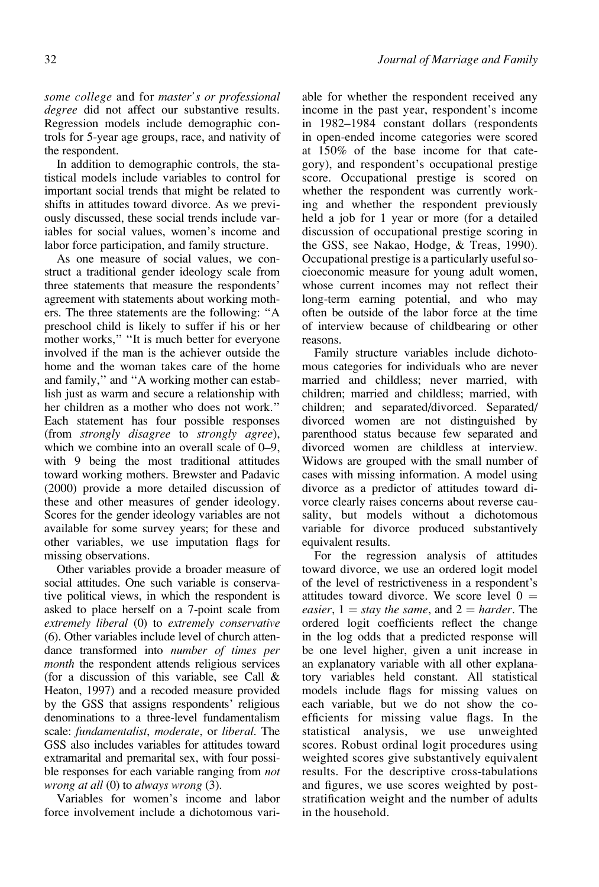*some college* and for *master's or professional degree* did not affect our substantive results. Regression models include demographic controls for 5-year age groups, race, and nativity of the respondent.

In addition to demographic controls, the statistical models include variables to control for important social trends that might be related to shifts in attitudes toward divorce. As we previously discussed, these social trends include variables for social values, women's income and labor force participation, and family structure.

As one measure of social values, we construct a traditional gender ideology scale from three statements that measure the respondents' agreement with statements about working mothers. The three statements are the following: "A preschool child is likely to suffer if his or her mother works," "It is much better for everyone involved if the man is the achiever outside the home and the woman takes care of the home and family," and "A working mother can establish just as warm and secure a relationship with her children as a mother who does not work." Each statement has four possible responses (from *strongly disagree* to *strongly agree*), which we combine into an overall scale of 0–9, with 9 being the most traditional attitudes toward working mothers. Brewster and Padavic (2000) provide a more detailed discussion of these and other measures of gender ideology. Scores for the gender ideology variables are not available for some survey years; for these and other variables, we use imputation flags for missing observations.

Other variables provide a broader measure of social attitudes. One such variable is conservative political views, in which the respondent is asked to place herself on a 7-point scale from *extremely liberal* (0) to *extremely conservative* (6). Other variables include level of church attendance transformed into *number of times per month* the respondent attends religious services (for a discussion of this variable, see Call & Heaton, 1997) and a recoded measure provided by the GSS that assigns respondents' religious denominations to a three-level fundamentalism scale: *fundamentalist*, *moderate*, or *liberal*. The GSS also includes variables for attitudes toward extramarital and premarital sex, with four possible responses for each variable ranging from *not wrong at all* (0) to *always wrong* (3).

Variables for women's income and labor force involvement include a dichotomous variable for whether the respondent received any income in the past year, respondent's income in 1982–1984 constant dollars (respondents in open-ended income categories were scored at 150% of the base income for that category), and respondent's occupational prestige score. Occupational prestige is scored on whether the respondent was currently working and whether the respondent previously held a job for 1 year or more (for a detailed discussion of occupational prestige scoring in the GSS, see Nakao, Hodge, & Treas, 1990). Occupational prestige is a particularly useful socioeconomic measure for young adult women, whose current incomes may not reflect their long-term earning potential, and who may often be outside of the labor force at the time of interview because of childbearing or other reasons.

Family structure variables include dichotomous categories for individuals who are never married and childless; never married, with children; married and childless; married, with children; and separated/divorced. Separated/divorced women are not distinguished by parenthood status because few separated and divorced women are childless at interview. Widows are grouped with the small number of cases with missing information. A model using divorce as a predictor of attitudes toward divorce clearly raises concerns about reverse causality, but models without a dichotomous variable for divorce produced substantively equivalent results.

For the regression analysis of attitudes toward divorce, we use an ordered logit model of the level of restrictiveness in a respondent's attitudes toward divorce. We score level 0 = *easier*, 1 = *stay the same*, and 2 = *harder*. The ordered logit coefficients reflect the change in the log odds that a predicted response will be one level higher, given a unit increase in an explanatory variable with all other explanatory variables held constant. All statistical models include flags for missing values on each variable, but we do not show the coefficients for missing value flags. In the statistical analysis, we use unweighted scores. Robust ordinal logit procedures using weighted scores give substantively equivalent results. For the descriptive cross-tabulations and figures, we use scores weighted by post-stratification weight and the number of adults in the household.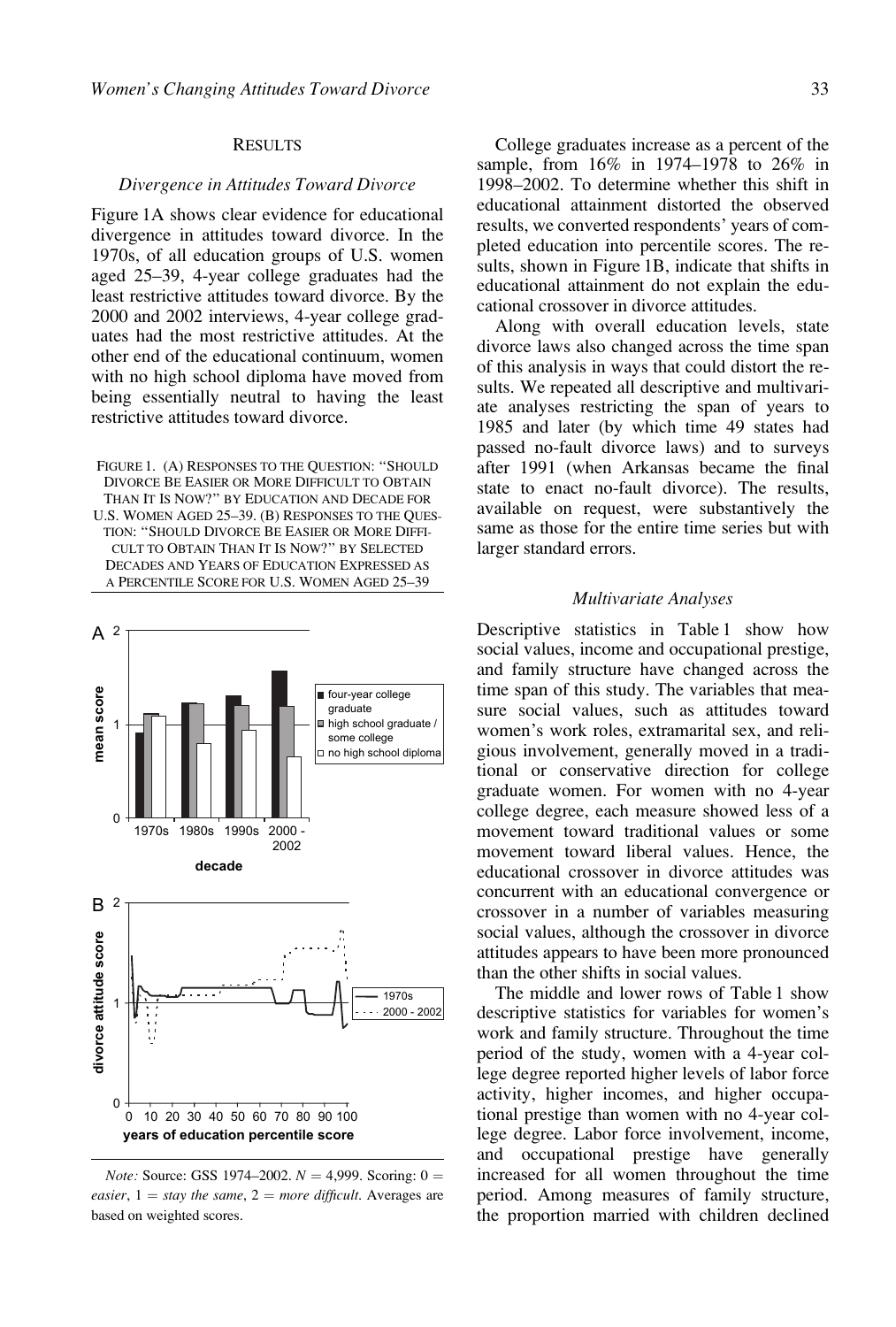## RESULTS

### *Divergence in Attitudes Toward Divorce*

Figure 1A shows clear evidence for educational divergence in attitudes toward divorce. In the 1970s, of all education groups of U.S. women aged 25–39, 4-year college graduates had the least restrictive attitudes toward divorce. By the 2000 and 2002 interviews, 4-year college graduates had the most restrictive attitudes. At the other end of the educational continuum, women with no high school diploma have moved from being essentially neutral to having the least restrictive attitudes toward divorce.

FIGURE 1. (A) RESPONSES TO THE QUESTION: "SHOULD DIVORCE BE EASIER OR MORE DIFFICULT TO OBTAIN THAN IT IS NOW?" BY EDUCATION AND DECADE FOR U.S. WOMEN AGED 25–39. (B) RESPONSES TO THE QUESTION: "SHOULD DIVORCE BE EASIER OR MORE DIFFICULT TO OBTAIN THAN IT IS NOW?" BY SELECTED DECADES AND YEARS OF EDUCATION EXPRESSED AS A PERCENTILE SCORE FOR U.S. WOMEN AGED 25–39

*Note:* Source: GSS 1974–2002. $N = 4{,}999$. Scoring: 0 = *easier*, 1 = *stay the same*, 2 = *more difficult*. Averages are based on weighted scores.

College graduates increase as a percent of the sample, from 16% in 1974–1978 to 26% in 1998–2002. To determine whether this shift in educational attainment distorted the observed results, we converted respondents' years of completed education into percentile scores. The results, shown in Figure 1B, indicate that shifts in educational attainment do not explain the educational crossover in divorce attitudes.

Along with overall education levels, state divorce laws also changed across the time span of this analysis in ways that could distort the results. We repeated all descriptive and multivariate analyses restricting the span of years to 1985 and later (by which time 49 states had passed no-fault divorce laws) and to surveys after 1991 (when Arkansas became the final state to enact no-fault divorce). The results, available on request, were substantively the same as those for the entire time series but with larger standard errors.

### *Multivariate Analyses*

Descriptive statistics in Table 1 show how social values, income and occupational prestige, and family structure have changed across the time span of this study. The variables that measure social values, such as attitudes toward women's work roles, extramarital sex, and religious involvement, generally moved in a traditional or conservative direction for college graduate women. For women with no 4-year college degree, each measure showed less of a movement toward traditional values or some movement toward liberal values. Hence, the educational crossover in divorce attitudes was concurrent with an educational convergence or crossover in a number of variables measuring social values, although the crossover in divorce attitudes appears to have been more pronounced than the other shifts in social values.

The middle and lower rows of Table 1 show descriptive statistics for variables for women's work and family structure. Throughout the time period of the study, women with a 4-year college degree reported higher levels of labor force activity, higher incomes, and higher occupational prestige than women with no 4-year college degree. Labor force involvement, income, and occupational prestige have generally increased for all women throughout the time period. Among measures of family structure, the proportion married with children declined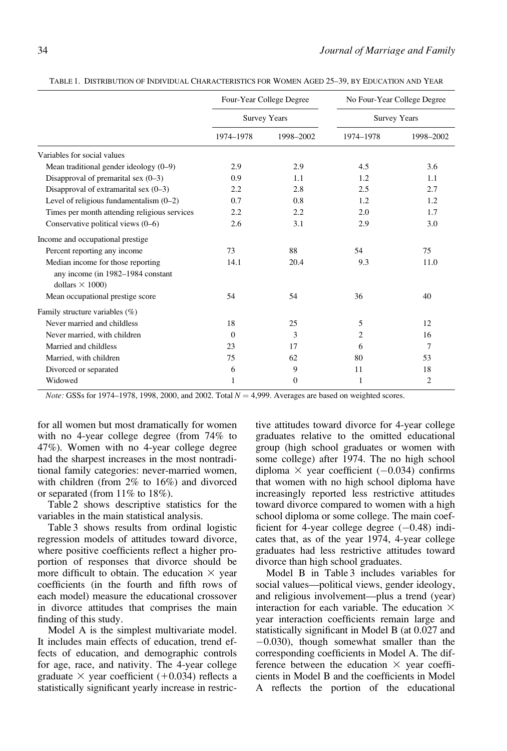TABLE 1. DISTRIBUTION OF INDIVIDUAL CHARACTERISTICS FOR WOMEN AGED 25–39, BY EDUCATION AND YEAR

| | Four-Year College Degree | | No Four-Year College Degree | |
|---|---|---|---|---|
| | Survey Years | | Survey Years | |
| | 1974–1978 | 1998–2002 | 1974–1978 | 1998–2002 |
| Variables for social values | | | | |
| Mean traditional gender ideology (0–9) | 2.9 | 2.9 | 4.5 | 3.6 |
| Disapproval of premarital sex (0–3) | 0.9 | 1.1 | 1.2 | 1.1 |
| Disapproval of extramarital sex (0–3) | 2.2 | 2.8 | 2.5 | 2.7 |
| Level of religious fundamentalism (0–2) | 0.7 | 0.8 | 1.2 | 1.2 |
| Times per month attending religious services | 2.2 | 2.2 | 2.0 | 1.7 |
| Conservative political views (0–6) | 2.6 | 3.1 | 2.9 | 3.0 |
| Income and occupational prestige | | | | |
| Percent reporting any income | 73 | 88 | 54 | 75 |
| Median income for those reporting any income (in 1982–1984 constant dollars × 1000) | 14.1 | 20.4 | 9.3 | 11.0 |
| Mean occupational prestige score | 54 | 54 | 36 | 40 |
| Family structure variables (%) | | | | |
| Never married and childless | 18 | 25 | 5 | 12 |
| Never married, with children | 0 | 3 | 2 | 16 |
| Married and childless | 23 | 17 | 6 | 7 |
| Married, with children | 75 | 62 | 80 | 53 |
| Divorced or separated | 6 | 9 | 11 | 18 |
| Widowed | 1 | 0 | 1 | 2 |

*Note:* GSSs for 1974–1978, 1998, 2000, and 2002. Total $N = 4{,}999$. Averages are based on weighted scores.

for all women but most dramatically for women with no 4-year college degree (from 74% to 47%). Women with no 4-year college degree had the sharpest increases in the most nontraditional family categories: never-married women, with children (from 2% to 16%) and divorced or separated (from 11% to 18%).

Table 2 shows descriptive statistics for the variables in the main statistical analysis.

Table 3 shows results from ordinal logistic regression models of attitudes toward divorce, where positive coefficients reflect a higher proportion of responses that divorce should be more difficult to obtain. The education × year coefficients (in the fourth and fifth rows of each model) measure the educational crossover in divorce attitudes that comprises the main finding of this study.

Model A is the simplest multivariate model. It includes main effects of education, trend effects of education, and demographic controls for age, race, and nativity. The 4-year college graduate × year coefficient (+0.034) reflects a statistically significant yearly increase in restrictive attitudes toward divorce for 4-year college graduates relative to the omitted educational group (high school graduates or women with some college) after 1974. The no high school diploma × year coefficient (−0.034) confirms that women with no high school diploma have increasingly reported less restrictive attitudes toward divorce compared to women with a high school diploma or some college. The main coefficient for 4-year college degree (−0.48) indicates that, as of the year 1974, 4-year college graduates had less restrictive attitudes toward divorce than high school graduates.

Model B in Table 3 includes variables for social values—political views, gender ideology, and religious involvement—plus a trend (year) interaction for each variable. The education × year interaction coefficients remain large and statistically significant in Model B (at 0.027 and −0.030), though somewhat smaller than the corresponding coefficients in Model A. The difference between the education × year coefficients in Model B and the coefficients in Model A reflects the portion of the educational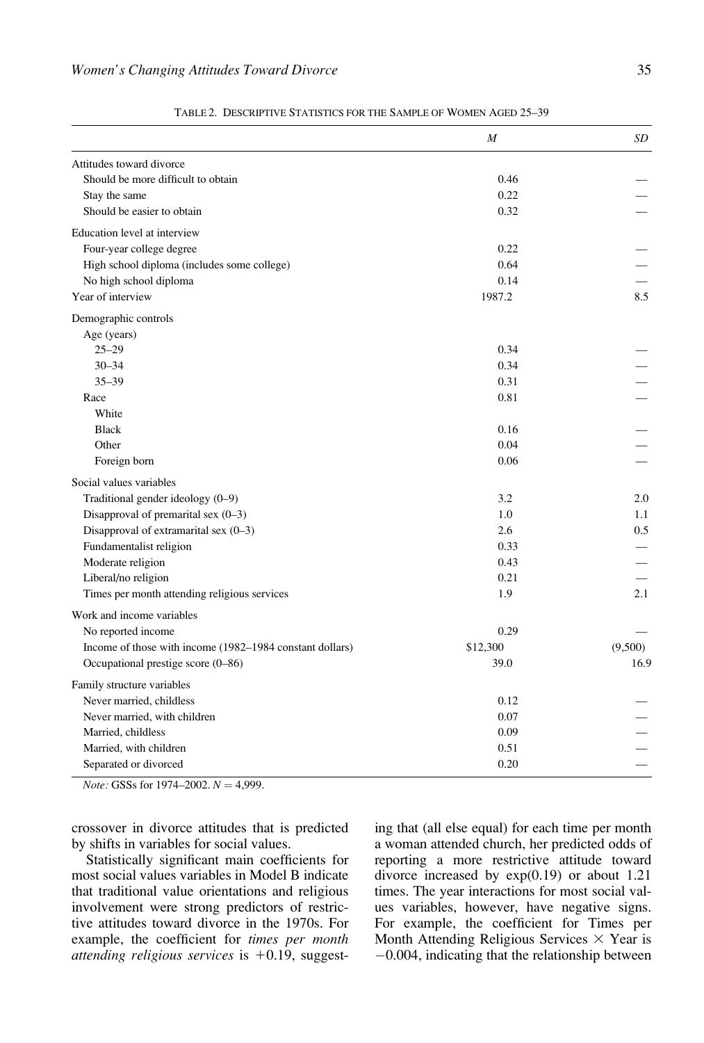TABLE 2. DESCRIPTIVE STATISTICS FOR THE SAMPLE OF WOMEN AGED 25–39

| | *M* | *SD* |
|---|---|---|
| Attitudes toward divorce | | |
| Should be more difficult to obtain | 0.46 | — |
| Stay the same | 0.22 | — |
| Should be easier to obtain | 0.32 | — |
| Education level at interview | | |
| Four-year college degree | 0.22 | — |
| High school diploma (includes some college) | 0.64 | — |
| No high school diploma | 0.14 | — |
| Year of interview | 1987.2 | 8.5 |
| Demographic controls | | |
| Age (years) | | |
| 25–29 | 0.34 | — |
| 30–34 | 0.34 | — |
| 35–39 | 0.31 | — |
| Race | 0.81 | — |
| White | | |
| Black | 0.16 | — |
| Other | 0.04 | — |
| Foreign born | 0.06 | — |
| Social values variables | | |
| Traditional gender ideology (0–9) | 3.2 | 2.0 |
| Disapproval of premarital sex (0–3) | 1.0 | 1.1 |
| Disapproval of extramarital sex (0–3) | 2.6 | 0.5 |
| Fundamentalist religion | 0.33 | — |
| Moderate religion | 0.43 | — |
| Liberal/no religion | 0.21 | — |
| Times per month attending religious services | 1.9 | 2.1 |
| Work and income variables | | |
| No reported income | 0.29 | — |
| Income of those with income (1982–1984 constant dollars) | $12,300 | (9,500) |
| Occupational prestige score (0–86) | 39.0 | 16.9 |
| Family structure variables | | |
| Never married, childless | 0.12 | — |
| Never married, with children | 0.07 | — |
| Married, childless | 0.09 | — |
| Married, with children | 0.51 | — |
| Separated or divorced | 0.20 | — |

*Note:* GSSs for 1974–2002. $N = 4{,}999$.

crossover in divorce attitudes that is predicted by shifts in variables for social values.

Statistically significant main coefficients for most social values variables in Model B indicate that traditional value orientations and religious involvement were strong predictors of restrictive attitudes toward divorce in the 1970s. For example, the coefficient for *times per month attending religious services* is +0.19, suggesting that (all else equal) for each time per month a woman attended church, her predicted odds of reporting a more restrictive attitude toward divorce increased by exp(0.19) or about 1.21 times. The year interactions for most social values variables, however, have negative signs. For example, the coefficient for Times per Month Attending Religious Services × Year is −0.004, indicating that the relationship between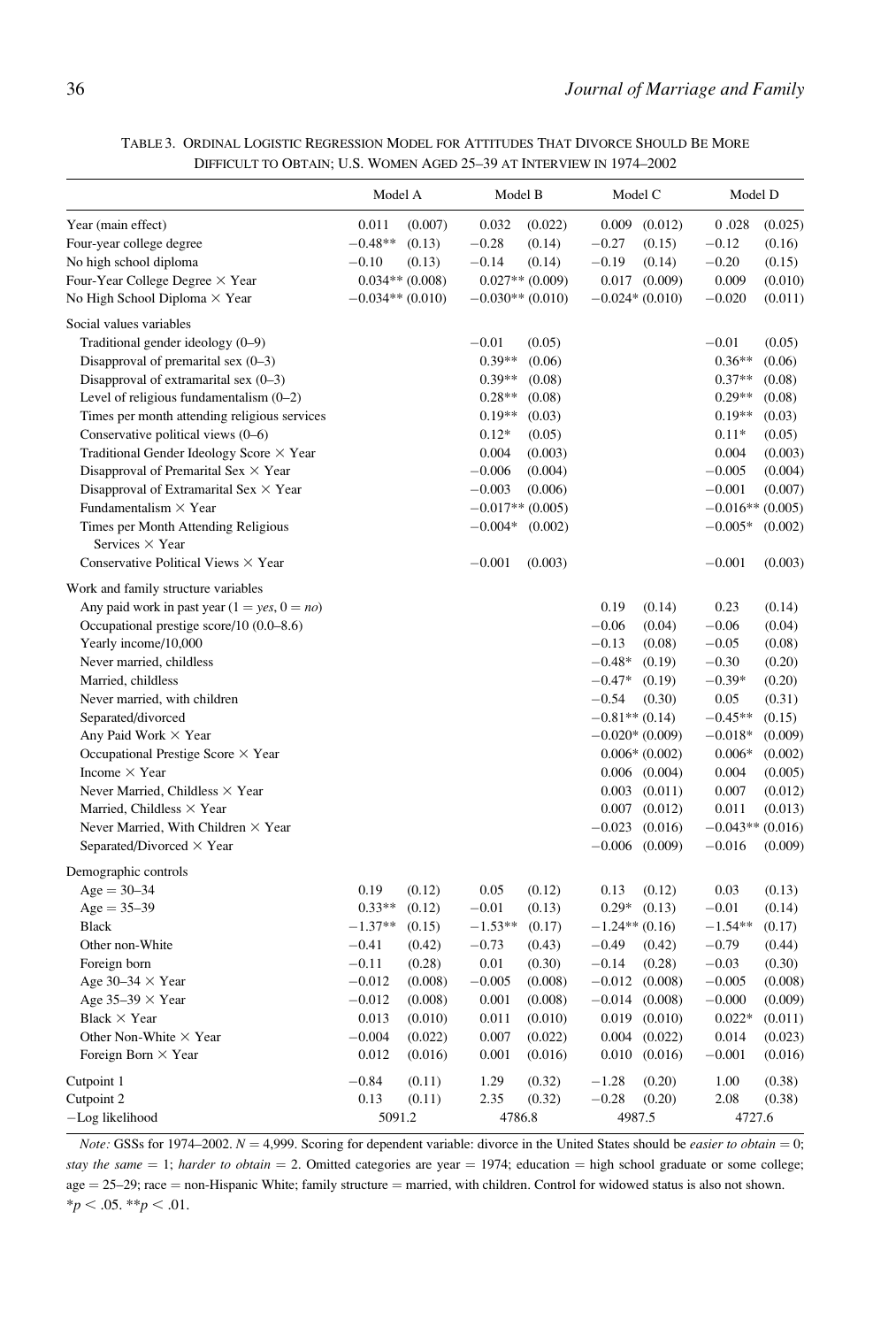TABLE 3. ORDINAL LOGISTIC REGRESSION MODEL FOR ATTITUDES THAT DIVORCE SHOULD BE MORE DIFFICULT TO OBTAIN; U.S. WOMEN AGED 25–39 AT INTERVIEW IN 1974–2002

| | Model A | | Model B | | Model C | | Model D | |
|---|---|---|---|---|---|---|---|---|
| Year (main effect) | 0.011 | (0.007) | 0.032 | (0.022) | 0.009 | (0.012) | 0 .028 | (0.025) |
| Four-year college degree | −0.48** | (0.13) | −0.28 | (0.14) | −0.27 | (0.15) | −0.12 | (0.16) |
| No high school diploma | −0.10 | (0.13) | −0.14 | (0.14) | −0.19 | (0.14) | −0.20 | (0.15) |
| Four-Year College Degree × Year | 0.034** | (0.008) | 0.027** | (0.009) | 0.017 | (0.009) | 0.009 | (0.010) |
| No High School Diploma × Year | −0.034** | (0.010) | −0.030** | (0.010) | −0.024* | (0.010) | −0.020 | (0.011) |
| Social values variables | | | | | | | | |
| Traditional gender ideology (0–9) | | | −0.01 | (0.05) | | | −0.01 | (0.05) |
| Disapproval of premarital sex (0–3) | | | 0.39** | (0.06) | | | 0.36** | (0.06) |
| Disapproval of extramarital sex (0–3) | | | 0.39** | (0.08) | | | 0.37** | (0.08) |
| Level of religious fundamentalism (0–2) | | | 0.28** | (0.08) | | | 0.29** | (0.08) |
| Times per month attending religious services | | | 0.19** | (0.03) | | | 0.19** | (0.03) |
| Conservative political views (0–6) | | | 0.12* | (0.05) | | | 0.11* | (0.05) |
| Traditional Gender Ideology Score × Year | | | 0.004 | (0.003) | | | 0.004 | (0.003) |
| Disapproval of Premarital Sex × Year | | | −0.006 | (0.004) | | | −0.005 | (0.004) |
| Disapproval of Extramarital Sex × Year | | | −0.003 | (0.006) | | | −0.001 | (0.007) |
| Fundamentalism × Year | | | −0.017** | (0.005) | | | −0.016** | (0.005) |
| Times per Month Attending Religious Services × Year | | | −0.004* | (0.002) | | | −0.005* | (0.002) |
| Conservative Political Views × Year | | | −0.001 | (0.003) | | | −0.001 | (0.003) |
| Work and family structure variables | | | | | | | | |
| Any paid work in past year (1 = *yes*, 0 = *no*) | | | | | 0.19 | (0.14) | 0.23 | (0.14) |
| Occupational prestige score/10 (0.0–8.6) | | | | | −0.06 | (0.04) | −0.06 | (0.04) |
| Yearly income/10,000 | | | | | −0.13 | (0.08) | −0.05 | (0.08) |
| Never married, childless | | | | | −0.48* | (0.19) | −0.30 | (0.20) |
| Married, childless | | | | | −0.47* | (0.19) | −0.39* | (0.20) |
| Never married, with children | | | | | −0.54 | (0.30) | 0.05 | (0.31) |
| Separated/divorced | | | | | −0.81** | (0.14) | −0.45** | (0.15) |
| Any Paid Work × Year | | | | | −0.020* | (0.009) | −0.018* | (0.009) |
| Occupational Prestige Score × Year | | | | | 0.006* | (0.002) | 0.006* | (0.002) |
| Income × Year | | | | | 0.006 | (0.004) | 0.004 | (0.005) |
| Never Married, Childless × Year | | | | | 0.003 | (0.011) | 0.007 | (0.012) |
| Married, Childless × Year | | | | | 0.007 | (0.012) | 0.011 | (0.013) |
| Never Married, With Children × Year | | | | | −0.023 | (0.016) | −0.043** | (0.016) |
| Separated/Divorced × Year | | | | | −0.006 | (0.009) | −0.016 | (0.009) |
| Demographic controls | | | | | | | | |
| Age = 30–34 | 0.19 | (0.12) | 0.05 | (0.12) | 0.13 | (0.12) | 0.03 | (0.13) |
| Age = 35–39 | 0.33** | (0.12) | −0.01 | (0.13) | 0.29* | (0.13) | −0.01 | (0.14) |
| Black | −1.37** | (0.15) | −1.53** | (0.17) | −1.24** | (0.16) | −1.54** | (0.17) |
| Other non-White | −0.41 | (0.42) | −0.73 | (0.43) | −0.49 | (0.42) | −0.79 | (0.44) |
| Foreign born | −0.11 | (0.28) | 0.01 | (0.30) | −0.14 | (0.28) | −0.03 | (0.30) |
| Age 30–34 × Year | −0.012 | (0.008) | −0.005 | (0.008) | −0.012 | (0.008) | −0.005 | (0.008) |
| Age 35–39 × Year | −0.012 | (0.008) | 0.001 | (0.008) | −0.014 | (0.008) | −0.000 | (0.009) |
| Black × Year | 0.013 | (0.010) | 0.011 | (0.010) | 0.019 | (0.010) | 0.022* | (0.011) |
| Other Non-White × Year | −0.004 | (0.022) | 0.007 | (0.022) | 0.004 | (0.022) | 0.014 | (0.023) |
| Foreign Born × Year | 0.012 | (0.016) | 0.001 | (0.016) | 0.010 | (0.016) | −0.001 | (0.016) |
| Cutpoint 1 | −0.84 | (0.11) | 1.29 | (0.32) | −1.28 | (0.20) | 1.00 | (0.38) |
| Cutpoint 2 | 0.13 | (0.11) | 2.35 | (0.32) | −0.28 | (0.20) | 2.08 | (0.38) |
| −Log likelihood | 5091.2 | | 4786.8 | | 4987.5 | | 4727.6 | |

*Note:* GSSs for 1974–2002. $N = 4{,}999$. Scoring for dependent variable: divorce in the United States should be *easier to obtain* = 0; *stay the same* = 1; *harder to obtain* = 2. Omitted categories are year = 1974; education = high school graduate or some college; age = 25–29; race = non-Hispanic White; family structure = married, with children. Control for widowed status is also not shown.
$*p < .05$. $**p < .01$.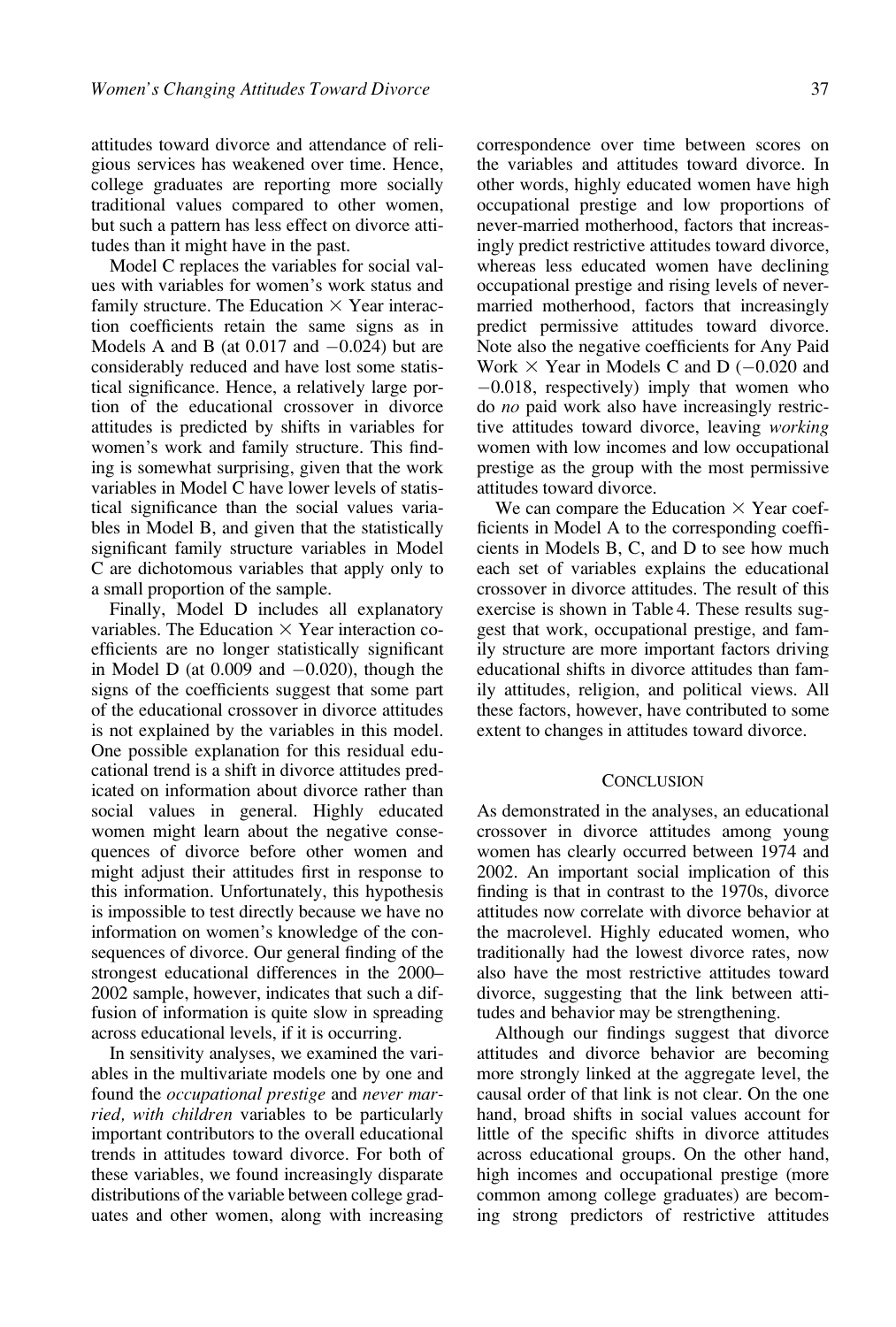attitudes toward divorce and attendance of religious services has weakened over time. Hence, college graduates are reporting more socially traditional values compared to other women, but such a pattern has less effect on divorce attitudes than it might have in the past.

Model C replaces the variables for social values with variables for women's work status and family structure. The Education × Year interaction coefficients retain the same signs as in Models A and B (at 0.017 and −0.024) but are considerably reduced and have lost some statistical significance. Hence, a relatively large portion of the educational crossover in divorce attitudes is predicted by shifts in variables for women's work and family structure. This finding is somewhat surprising, given that the work variables in Model C have lower levels of statistical significance than the social values variables in Model B, and given that the statistically significant family structure variables in Model C are dichotomous variables that apply only to a small proportion of the sample.

Finally, Model D includes all explanatory variables. The Education × Year interaction coefficients are no longer statistically significant in Model D (at 0.009 and −0.020), though the signs of the coefficients suggest that some part of the educational crossover in divorce attitudes is not explained by the variables in this model. One possible explanation for this residual educational trend is a shift in divorce attitudes predicated on information about divorce rather than social values in general. Highly educated women might learn about the negative consequences of divorce before other women and might adjust their attitudes first in response to this information. Unfortunately, this hypothesis is impossible to test directly because we have no information on women's knowledge of the consequences of divorce. Our general finding of the strongest educational differences in the 2000–2002 sample, however, indicates that such a diffusion of information is quite slow in spreading across educational levels, if it is occurring.

In sensitivity analyses, we examined the variables in the multivariate models one by one and found the *occupational prestige* and *never married, with children* variables to be particularly important contributors to the overall educational trends in attitudes toward divorce. For both of these variables, we found increasingly disparate distributions of the variable between college graduates and other women, along with increasing correspondence over time between scores on the variables and attitudes toward divorce. In other words, highly educated women have high occupational prestige and low proportions of never-married motherhood, factors that increasingly predict restrictive attitudes toward divorce, whereas less educated women have declining occupational prestige and rising levels of never-married motherhood, factors that increasingly predict permissive attitudes toward divorce. Note also the negative coefficients for Any Paid Work × Year in Models C and D (−0.020 and −0.018, respectively) imply that women who do *no* paid work also have increasingly restrictive attitudes toward divorce, leaving *working* women with low incomes and low occupational prestige as the group with the most permissive attitudes toward divorce.

We can compare the Education × Year coefficients in Model A to the corresponding coefficients in Models B, C, and D to see how much each set of variables explains the educational crossover in divorce attitudes. The result of this exercise is shown in Table 4. These results suggest that work, occupational prestige, and family structure are more important factors driving educational shifts in divorce attitudes than family attitudes, religion, and political views. All these factors, however, have contributed to some extent to changes in attitudes toward divorce.

## Conclusion

As demonstrated in the analyses, an educational crossover in divorce attitudes among young women has clearly occurred between 1974 and 2002. An important social implication of this finding is that in contrast to the 1970s, divorce attitudes now correlate with divorce behavior at the macrolevel. Highly educated women, who traditionally had the lowest divorce rates, now also have the most restrictive attitudes toward divorce, suggesting that the link between attitudes and behavior may be strengthening.

Although our findings suggest that divorce attitudes and divorce behavior are becoming more strongly linked at the aggregate level, the causal order of that link is not clear. On the one hand, broad shifts in social values account for little of the specific shifts in divorce attitudes across educational groups. On the other hand, high incomes and occupational prestige (more common among college graduates) are becoming strong predictors of restrictive attitudes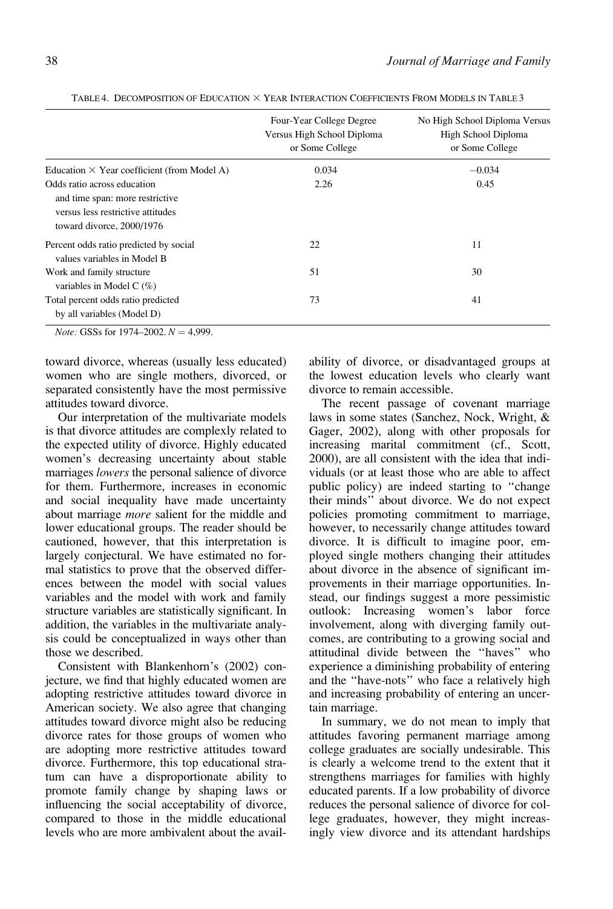TABLE 4. DECOMPOSITION OF EDUCATION × YEAR INTERACTION COEFFICIENTS FROM MODELS IN TABLE 3

| | Four-Year College Degree Versus High School Diploma or Some College | No High School Diploma Versus High School Diploma or Some College |
|---|---|---|
| Education × Year coefficient (from Model A) | 0.034 | −0.034 |
| Odds ratio across education and time span: more restrictive versus less restrictive attitudes toward divorce, 2000/1976 | 2.26 | 0.45 |
| Percent odds ratio predicted by social values variables in Model B | 22 | 11 |
| Work and family structure variables in Model C (%) | 51 | 30 |
| Total percent odds ratio predicted by all variables (Model D) | 73 | 41 |

*Note:* GSSs for 1974–2002. $N = 4{,}999$.

toward divorce, whereas (usually less educated) women who are single mothers, divorced, or separated consistently have the most permissive attitudes toward divorce.

Our interpretation of the multivariate models is that divorce attitudes are complexly related to the expected utility of divorce. Highly educated women's decreasing uncertainty about stable marriages *lowers* the personal salience of divorce for them. Furthermore, increases in economic and social inequality have made uncertainty about marriage *more* salient for the middle and lower educational groups. The reader should be cautioned, however, that this interpretation is largely conjectural. We have estimated no formal statistics to prove that the observed differences between the model with social values variables and the model with work and family structure variables are statistically significant. In addition, the variables in the multivariate analysis could be conceptualized in ways other than those we described.

Consistent with Blankenhorn's (2002) conjecture, we find that highly educated women are adopting restrictive attitudes toward divorce in American society. We also agree that changing attitudes toward divorce might also be reducing divorce rates for those groups of women who are adopting more restrictive attitudes toward divorce. Furthermore, this top educational stratum can have a disproportionate ability to promote family change by shaping laws or influencing the social acceptability of divorce, compared to those in the middle educational levels who are more ambivalent about the availability of divorce, or disadvantaged groups at the lowest education levels who clearly want divorce to remain accessible.

The recent passage of covenant marriage laws in some states (Sanchez, Nock, Wright, & Gager, 2002), along with other proposals for increasing marital commitment (cf., Scott, 2000), are all consistent with the idea that individuals (or at least those who are able to affect public policy) are indeed starting to "change their minds" about divorce. We do not expect policies promoting commitment to marriage, however, to necessarily change attitudes toward divorce. It is difficult to imagine poor, employed single mothers changing their attitudes about divorce in the absence of significant improvements in their marriage opportunities. Instead, our findings suggest a more pessimistic outlook: Increasing women's labor force involvement, along with diverging family outcomes, are contributing to a growing social and attitudinal divide between the "haves" who experience a diminishing probability of entering and the "have-nots" who face a relatively high and increasing probability of entering an uncertain marriage.

In summary, we do not mean to imply that attitudes favoring permanent marriage among college graduates are socially undesirable. This is clearly a welcome trend to the extent that it strengthens marriages for families with highly educated parents. If a low probability of divorce reduces the personal salience of divorce for college graduates, however, they might increasingly view divorce and its attendant hardships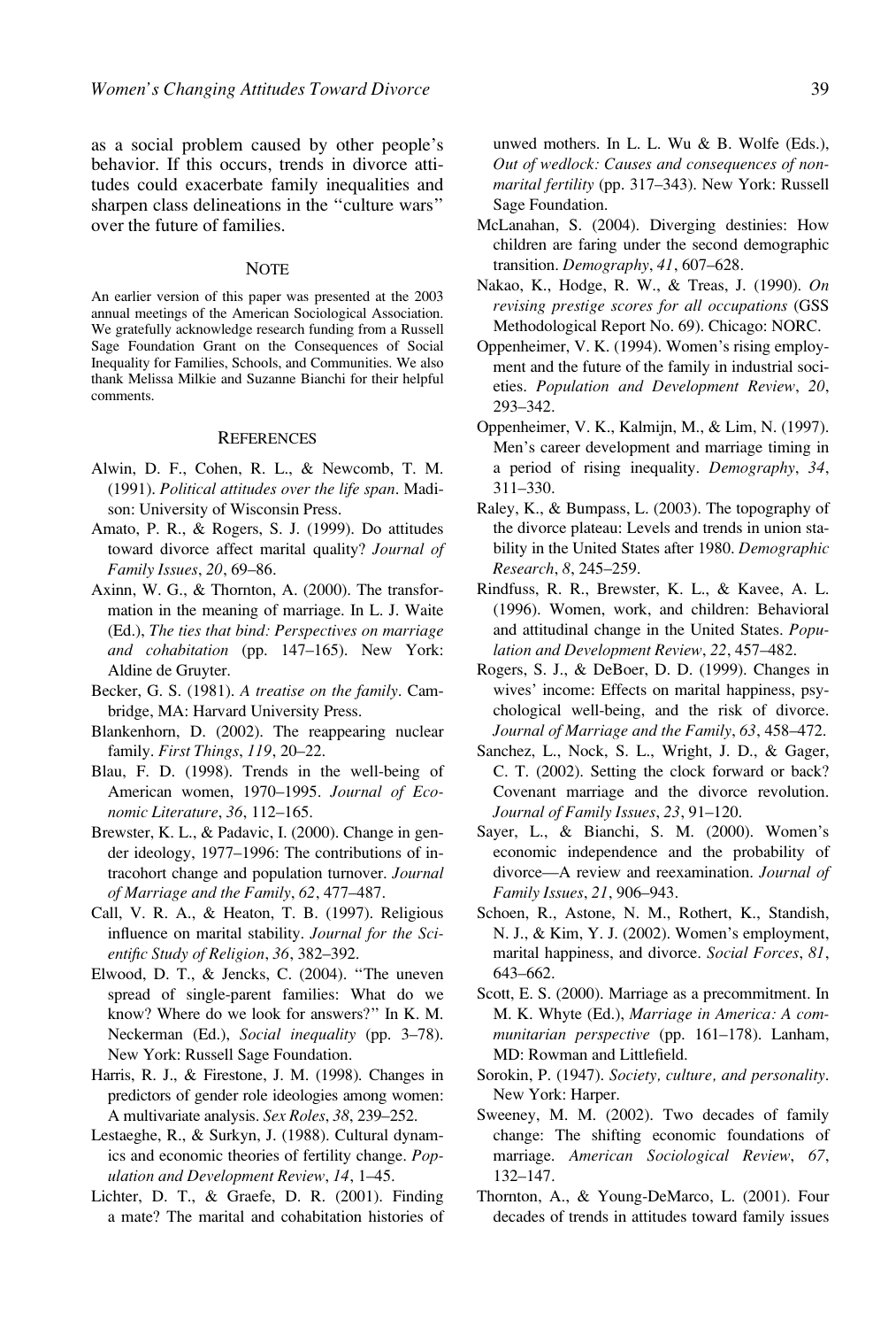as a social problem caused by other people's behavior. If this occurs, trends in divorce attitudes could exacerbate family inequalities and sharpen class delineations in the "culture wars" over the future of families.

## Note

An earlier version of this paper was presented at the 2003 annual meetings of the American Sociological Association. We gratefully acknowledge research funding from a Russell Sage Foundation Grant on the Consequences of Social Inequality for Families, Schools, and Communities. We also thank Melissa Milkie and Suzanne Bianchi for their helpful comments.

## References

Alwin, D. F., Cohen, R. L., & Newcomb, T. M. (1991). *Political attitudes over the life span*. Madison: University of Wisconsin Press.

Amato, P. R., & Rogers, S. J. (1999). Do attitudes toward divorce affect marital quality? *Journal of Family Issues*, *20*, 69–86.

Axinn, W. G., & Thornton, A. (2000). The transformation in the meaning of marriage. In L. J. Waite (Ed.), *The ties that bind: Perspectives on marriage and cohabitation* (pp. 147–165). New York: Aldine de Gruyter.

Becker, G. S. (1981). *A treatise on the family*. Cambridge, MA: Harvard University Press.

Blankenhorn, D. (2002). The reappearing nuclear family. *First Things*, *119*, 20–22.

Blau, F. D. (1998). Trends in the well-being of American women, 1970–1995. *Journal of Economic Literature*, *36*, 112–165.

Brewster, K. L., & Padavic, I. (2000). Change in gender ideology, 1977–1996: The contributions of intracohort change and population turnover. *Journal of Marriage and the Family*, *62*, 477–487.

Call, V. R. A., & Heaton, T. B. (1997). Religious influence on marital stability. *Journal for the Scientific Study of Religion*, *36*, 382–392.

Elwood, D. T., & Jencks, C. (2004). "The uneven spread of single-parent families: What do we know? Where do we look for answers?" In K. M. Neckerman (Ed.), *Social inequality* (pp. 3–78). New York: Russell Sage Foundation.

Harris, R. J., & Firestone, J. M. (1998). Changes in predictors of gender role ideologies among women: A multivariate analysis. *Sex Roles*, *38*, 239–252.

Lestaeghe, R., & Surkyn, J. (1988). Cultural dynamics and economic theories of fertility change. *Population and Development Review*, *14*, 1–45.

Lichter, D. T., & Graefe, D. R. (2001). Finding a mate? The marital and cohabitation histories of unwed mothers. In L. L. Wu & B. Wolfe (Eds.), *Out of wedlock: Causes and consequences of nonmarital fertility* (pp. 317–343). New York: Russell Sage Foundation.

McLanahan, S. (2004). Diverging destinies: How children are faring under the second demographic transition. *Demography*, *41*, 607–628.

Nakao, K., Hodge, R. W., & Treas, J. (1990). *On revising prestige scores for all occupations* (GSS Methodological Report No. 69). Chicago: NORC.

Oppenheimer, V. K. (1994). Women's rising employment and the future of the family in industrial societies. *Population and Development Review*, *20*, 293–342.

Oppenheimer, V. K., Kalmijn, M., & Lim, N. (1997). Men's career development and marriage timing in a period of rising inequality. *Demography*, *34*, 311–330.

Raley, K., & Bumpass, L. (2003). The topography of the divorce plateau: Levels and trends in union stability in the United States after 1980. *Demographic Research*, *8*, 245–259.

Rindfuss, R. R., Brewster, K. L., & Kavee, A. L. (1996). Women, work, and children: Behavioral and attitudinal change in the United States. *Population and Development Review*, *22*, 457–482.

Rogers, S. J., & DeBoer, D. D. (1999). Changes in wives' income: Effects on marital happiness, psychological well-being, and the risk of divorce. *Journal of Marriage and the Family*, *63*, 458–472.

Sanchez, L., Nock, S. L., Wright, J. D., & Gager, C. T. (2002). Setting the clock forward or back? Covenant marriage and the divorce revolution. *Journal of Family Issues*, *23*, 91–120.

Sayer, L., & Bianchi, S. M. (2000). Women's economic independence and the probability of divorce—A review and reexamination. *Journal of Family Issues*, *21*, 906–943.

Schoen, R., Astone, N. M., Rothert, K., Standish, N. J., & Kim, Y. J. (2002). Women's employment, marital happiness, and divorce. *Social Forces*, *81*, 643–662.

Scott, E. S. (2000). Marriage as a precommitment. In M. K. Whyte (Ed.), *Marriage in America: A communitarian perspective* (pp. 161–178). Lanham, MD: Rowman and Littlefield.

Sorokin, P. (1947). *Society, culture, and personality*. New York: Harper.

Sweeney, M. M. (2002). Two decades of family change: The shifting economic foundations of marriage. *American Sociological Review*, *67*, 132–147.

Thornton, A., & Young-DeMarco, L. (2001). Four decades of trends in attitudes toward family issues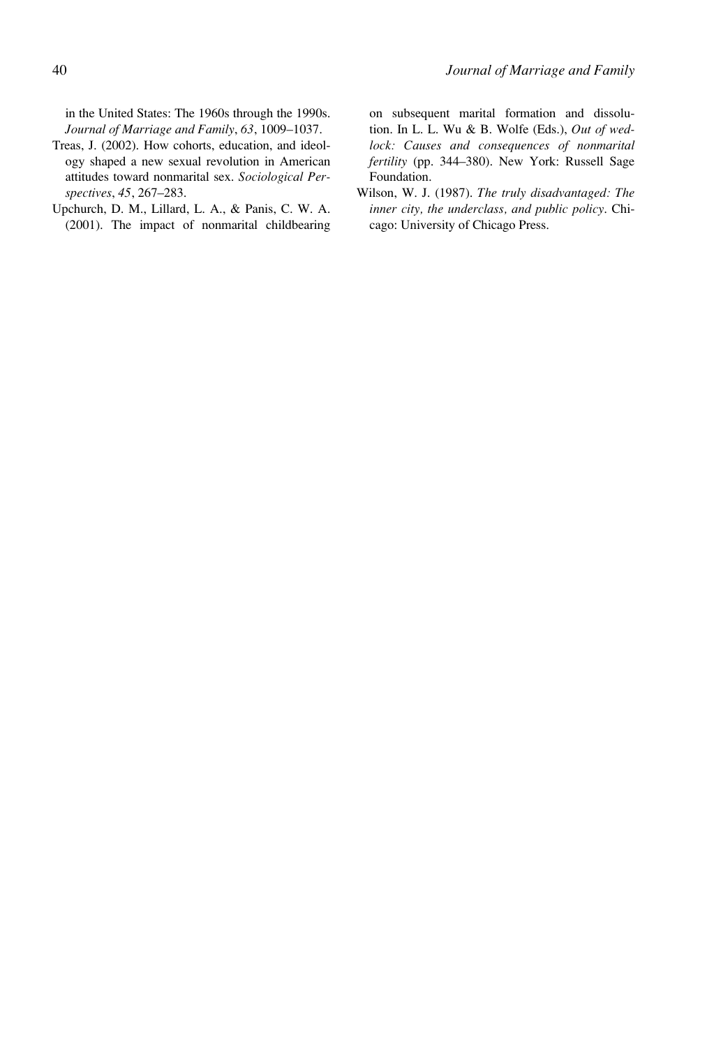in the United States: The 1960s through the 1990s. *Journal of Marriage and Family*, *63*, 1009–1037.

Treas, J. (2002). How cohorts, education, and ideology shaped a new sexual revolution in American attitudes toward nonmarital sex. *Sociological Perspectives*, *45*, 267–283.

Upchurch, D. M., Lillard, L. A., & Panis, C. W. A. (2001). The impact of nonmarital childbearing on subsequent marital formation and dissolution. In L. L. Wu & B. Wolfe (Eds.), *Out of wedlock: Causes and consequences of nonmarital fertility* (pp. 344–380). New York: Russell Sage Foundation.

Wilson, W. J. (1987). *The truly disadvantaged: The inner city, the underclass, and public policy*. Chicago: University of Chicago Press.